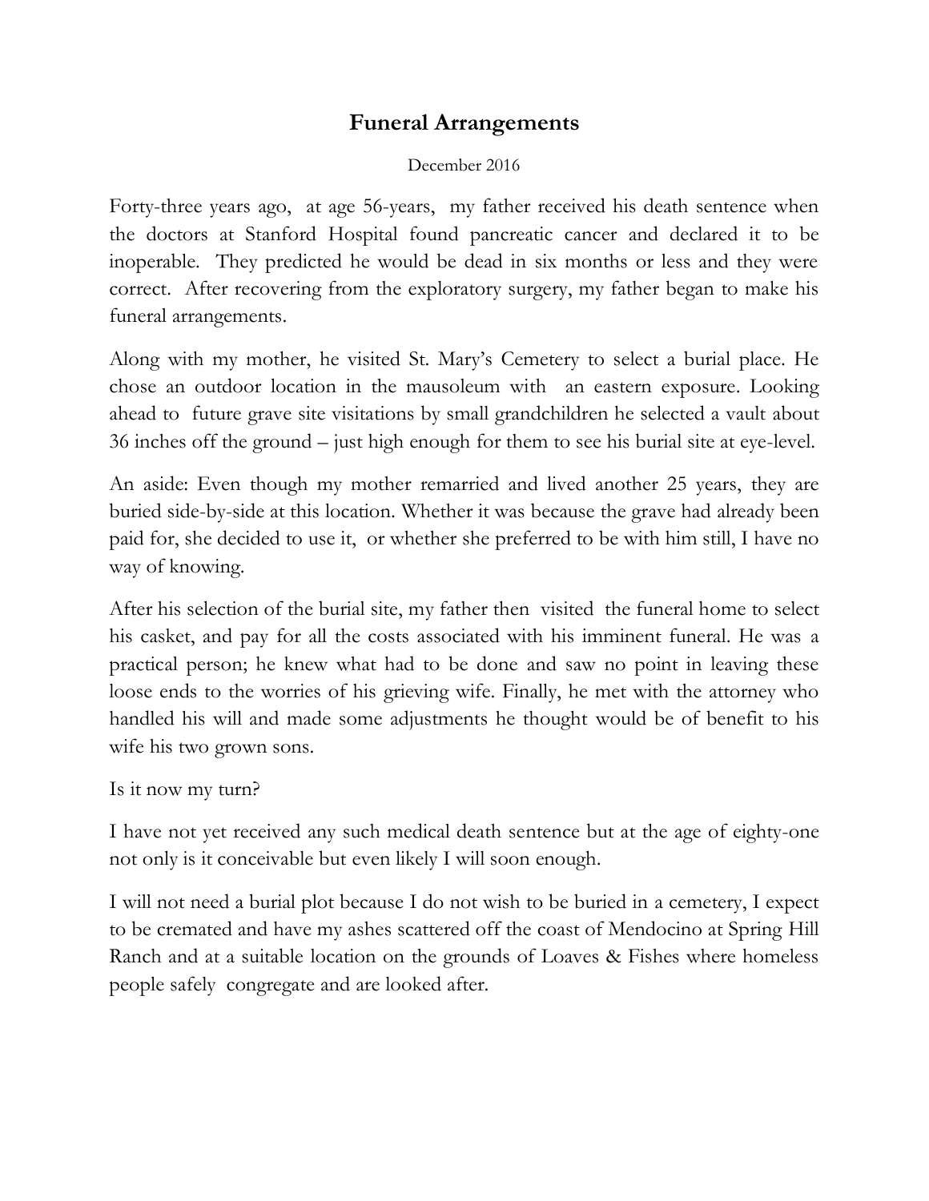# Funeral Arrangements

December 2016

Forty-three years ago, at age 56-years, my father received his death sentence when the doctors at Stanford Hospital found pancreatic cancer and declared it to be inoperable. They predicted he would be dead in six months or less and they were correct. After recovering from the exploratory surgery, my father began to make his funeral arrangements.

Along with my mother, he visited St. Mary's Cemetery to select a burial place. He chose an outdoor location in the mausoleum with an eastern exposure. Looking ahead to future grave site visitations by small grandchildren he selected a vault about 36 inches off the ground – just high enough for them to see his burial site at eye-level.

An aside: Even though my mother remarried and lived another 25 years, they are buried side-by-side at this location. Whether it was because the grave had already been paid for, she decided to use it, or whether she preferred to be with him still, I have no way of knowing.

After his selection of the burial site, my father then visited the funeral home to select his casket, and pay for all the costs associated with his imminent funeral. He was a practical person; he knew what had to be done and saw no point in leaving these loose ends to the worries of his grieving wife. Finally, he met with the attorney who handled his will and made some adjustments he thought would be of benefit to his wife his two grown sons.

Is it now my turn?

I have not yet received any such medical death sentence but at the age of eighty-one not only is it conceivable but even likely I will soon enough.

I will not need a burial plot because I do not wish to be buried in a cemetery, I expect to be cremated and have my ashes scattered off the coast of Mendocino at Spring Hill Ranch and at a suitable location on the grounds of Loaves & Fishes where homeless people safely congregate and are looked after.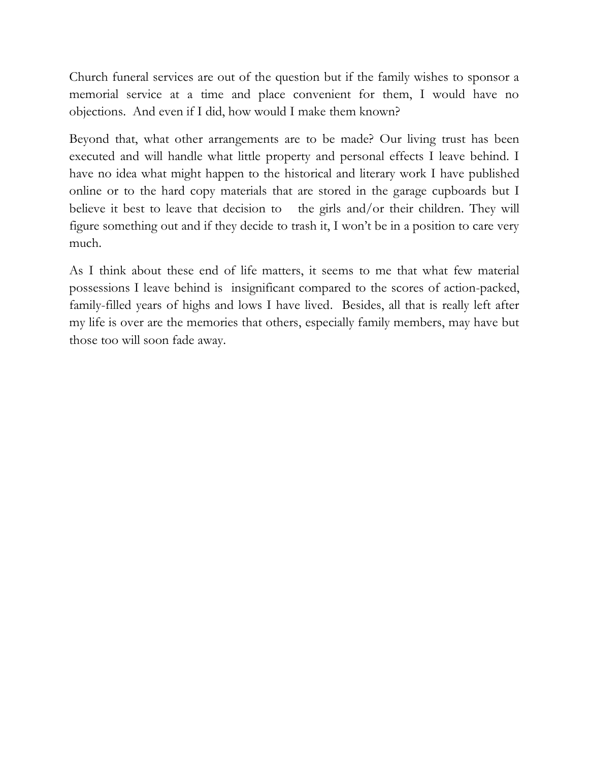Church funeral services are out of the question but if the family wishes to sponsor a memorial service at a time and place convenient for them, I would have no objections. And even if I did, how would I make them known?

Beyond that, what other arrangements are to be made? Our living trust has been executed and will handle what little property and personal effects I leave behind. I have no idea what might happen to the historical and literary work I have published online or to the hard copy materials that are stored in the garage cupboards but I believe it best to leave that decision to the girls and/or their children. They will figure something out and if they decide to trash it, I won't be in a position to care very much.

As I think about these end of life matters, it seems to me that what few material possessions I leave behind is insignificant compared to the scores of action-packed, family-filled years of highs and lows I have lived. Besides, all that is really left after my life is over are the memories that others, especially family members, may have but those too will soon fade away.